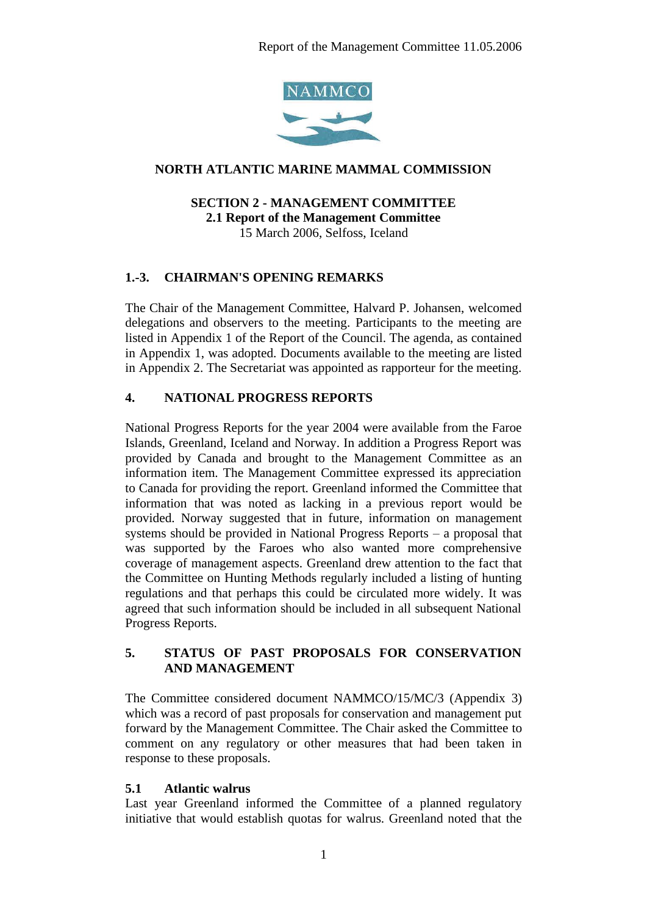**NORTH ATLANTIC MARINE MAMMAL COMMISSION**

# SECTION 2 - MANAGEMENT COMMITTEE

## 2.1 Report of the Management Committee

15 March 2006, Selfoss, Iceland

## 1.-3. CHAIRMAN'S OPENING REMARKS

The Chair of the Management Committee, Halvard P. Johansen, welcomed delegations and observers to the meeting. Participants to the meeting are listed in Appendix 1 of the Report of the Council. The agenda, as contained in Appendix 1, was adopted. Documents available to the meeting are listed in Appendix 2. The Secretariat was appointed as rapporteur for the meeting.

## 4. NATIONAL PROGRESS REPORTS

National Progress Reports for the year 2004 were available from the Faroe Islands, Greenland, Iceland and Norway. In addition a Progress Report was provided by Canada and brought to the Management Committee as an information item. The Management Committee expressed its appreciation to Canada for providing the report. Greenland informed the Committee that information that was noted as lacking in a previous report would be provided. Norway suggested that in future, information on management systems should be provided in National Progress Reports – a proposal that was supported by the Faroes who also wanted more comprehensive coverage of management aspects. Greenland drew attention to the fact that the Committee on Hunting Methods regularly included a listing of hunting regulations and that perhaps this could be circulated more widely. It was agreed that such information should be included in all subsequent National Progress Reports.

## 5. STATUS OF PAST PROPOSALS FOR CONSERVATION AND MANAGEMENT

The Committee considered document NAMMCO/15/MC/3 (Appendix 3) which was a record of past proposals for conservation and management put forward by the Management Committee. The Chair asked the Committee to comment on any regulatory or other measures that had been taken in response to these proposals.

### 5.1 Atlantic walrus

Last year Greenland informed the Committee of a planned regulatory initiative that would establish quotas for walrus. Greenland noted that the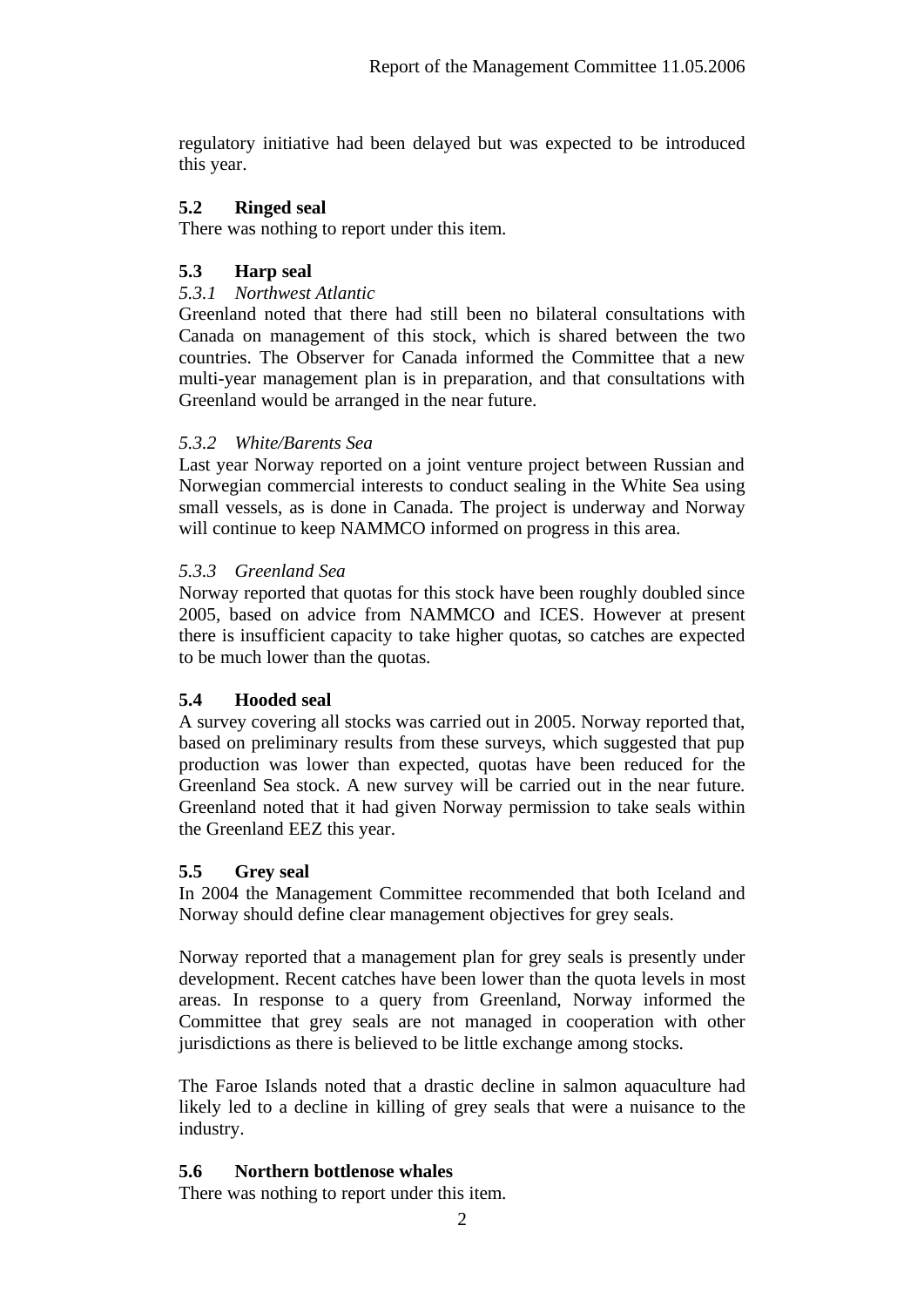regulatory initiative had been delayed but was expected to be introduced this year.

## 5.2 Ringed seal

There was nothing to report under this item.

## 5.3 Harp seal

### *5.3.1 Northwest Atlantic*

Greenland noted that there had still been no bilateral consultations with Canada on management of this stock, which is shared between the two countries. The Observer for Canada informed the Committee that a new multi-year management plan is in preparation, and that consultations with Greenland would be arranged in the near future.

### *5.3.2 White/Barents Sea*

Last year Norway reported on a joint venture project between Russian and Norwegian commercial interests to conduct sealing in the White Sea using small vessels, as is done in Canada. The project is underway and Norway will continue to keep NAMMCO informed on progress in this area.

### *5.3.3 Greenland Sea*

Norway reported that quotas for this stock have been roughly doubled since 2005, based on advice from NAMMCO and ICES. However at present there is insufficient capacity to take higher quotas, so catches are expected to be much lower than the quotas.

## 5.4 Hooded seal

A survey covering all stocks was carried out in 2005. Norway reported that, based on preliminary results from these surveys, which suggested that pup production was lower than expected, quotas have been reduced for the Greenland Sea stock. A new survey will be carried out in the near future. Greenland noted that it had given Norway permission to take seals within the Greenland EEZ this year.

## 5.5 Grey seal

In 2004 the Management Committee recommended that both Iceland and Norway should define clear management objectives for grey seals.

Norway reported that a management plan for grey seals is presently under development. Recent catches have been lower than the quota levels in most areas. In response to a query from Greenland, Norway informed the Committee that grey seals are not managed in cooperation with other jurisdictions as there is believed to be little exchange among stocks.

The Faroe Islands noted that a drastic decline in salmon aquaculture had likely led to a decline in killing of grey seals that were a nuisance to the industry.

## 5.6 Northern bottlenose whales

There was nothing to report under this item.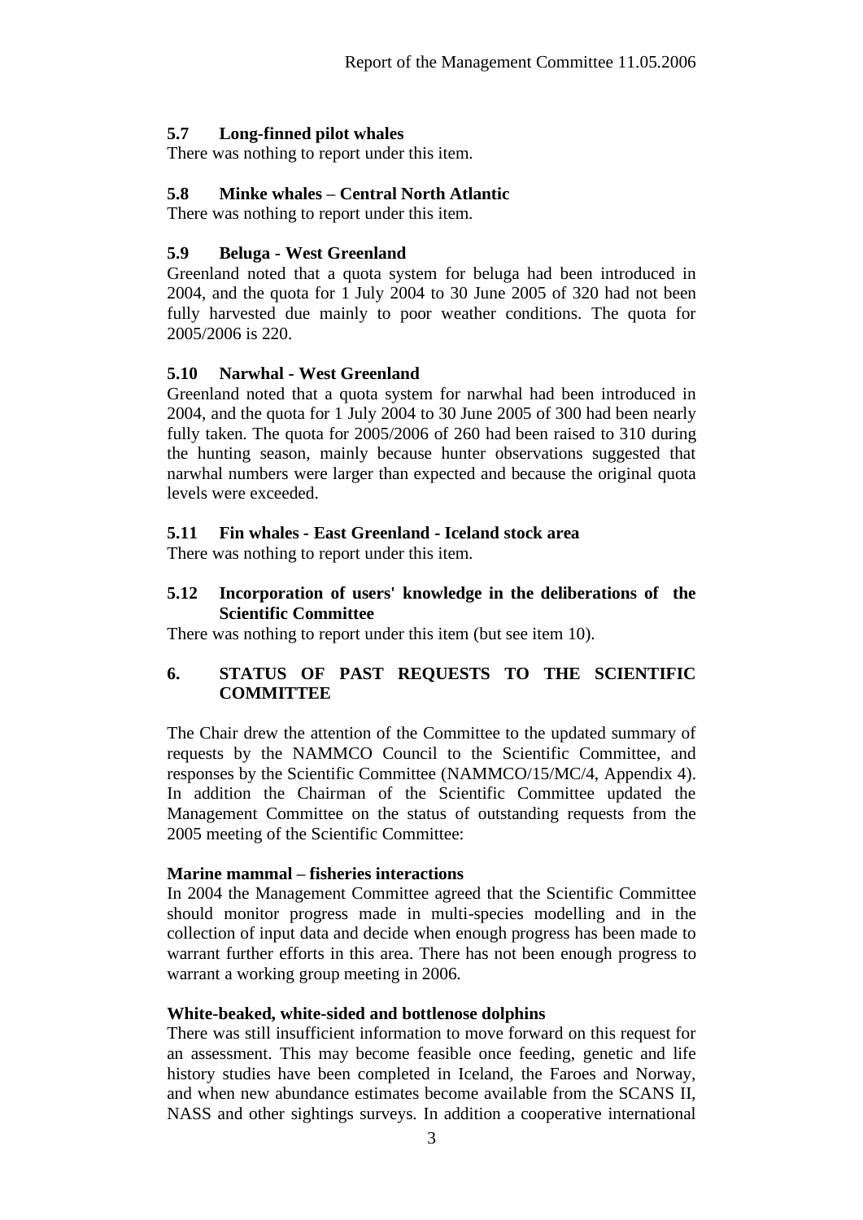### 5.7 Long-finned pilot whales

There was nothing to report under this item.

### 5.8 Minke whales – Central North Atlantic

There was nothing to report under this item.

### 5.9 Beluga - West Greenland

Greenland noted that a quota system for beluga had been introduced in 2004, and the quota for 1 July 2004 to 30 June 2005 of 320 had not been fully harvested due mainly to poor weather conditions. The quota for 2005/2006 is 220.

### 5.10 Narwhal - West Greenland

Greenland noted that a quota system for narwhal had been introduced in 2004, and the quota for 1 July 2004 to 30 June 2005 of 300 had been nearly fully taken. The quota for 2005/2006 of 260 had been raised to 310 during the hunting season, mainly because hunter observations suggested that narwhal numbers were larger than expected and because the original quota levels were exceeded.

### 5.11 Fin whales - East Greenland - Iceland stock area

There was nothing to report under this item.

### 5.12 Incorporation of users' knowledge in the deliberations of the Scientific Committee

There was nothing to report under this item (but see item 10).

## 6. STATUS OF PAST REQUESTS TO THE SCIENTIFIC COMMITTEE

The Chair drew the attention of the Committee to the updated summary of requests by the NAMMCO Council to the Scientific Committee, and responses by the Scientific Committee (NAMMCO/15/MC/4, Appendix 4). In addition the Chairman of the Scientific Committee updated the Management Committee on the status of outstanding requests from the 2005 meeting of the Scientific Committee:

**Marine mammal – fisheries interactions**

In 2004 the Management Committee agreed that the Scientific Committee should monitor progress made in multi-species modelling and in the collection of input data and decide when enough progress has been made to warrant further efforts in this area. There has not been enough progress to warrant a working group meeting in 2006.

**White-beaked, white-sided and bottlenose dolphins**

There was still insufficient information to move forward on this request for an assessment. This may become feasible once feeding, genetic and life history studies have been completed in Iceland, the Faroes and Norway, and when new abundance estimates become available from the SCANS II, NASS and other sightings surveys. In addition a cooperative international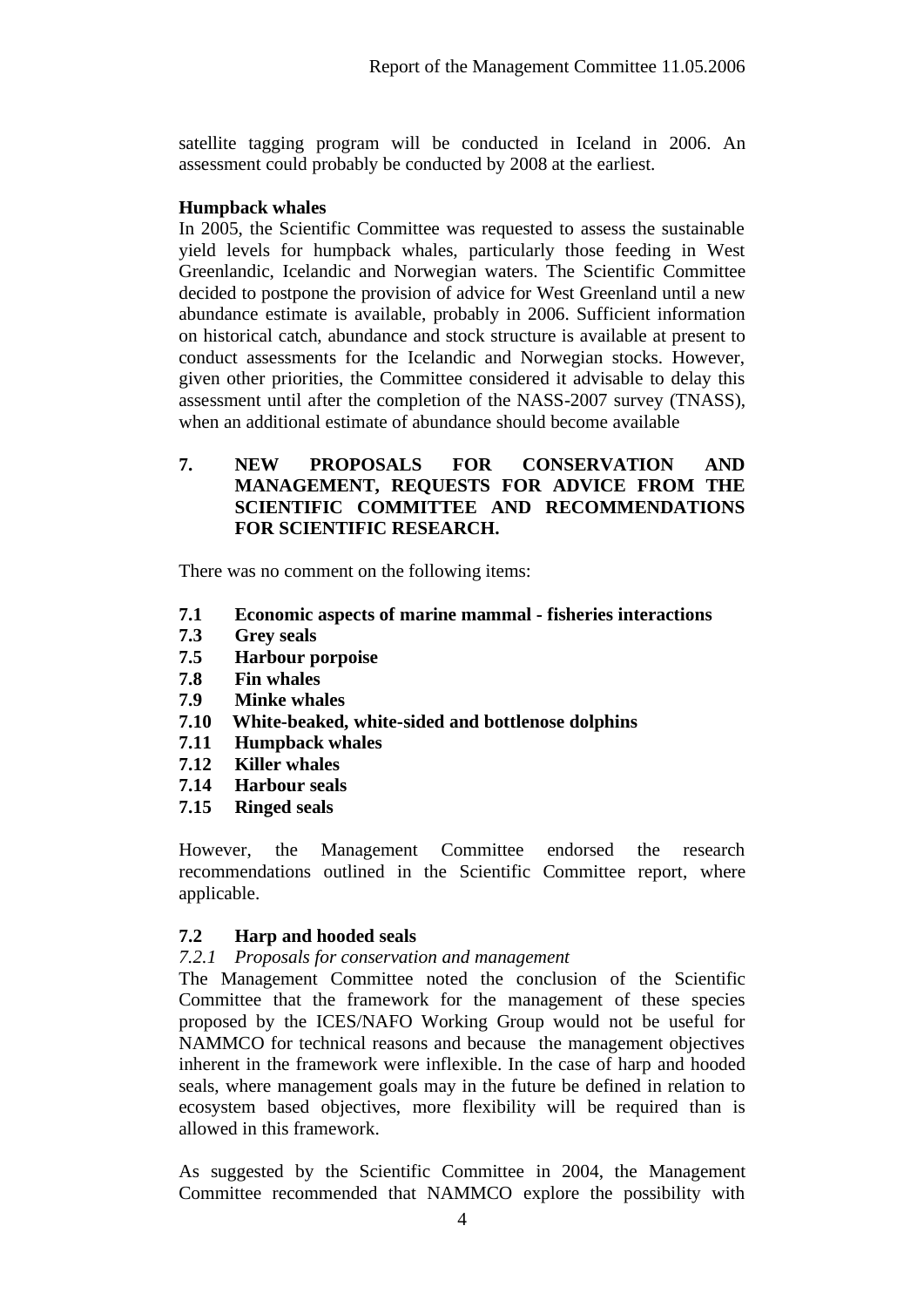satellite tagging program will be conducted in Iceland in 2006. An assessment could probably be conducted by 2008 at the earliest.

**Humpback whales**

In 2005, the Scientific Committee was requested to assess the sustainable yield levels for humpback whales, particularly those feeding in West Greenlandic, Icelandic and Norwegian waters. The Scientific Committee decided to postpone the provision of advice for West Greenland until a new abundance estimate is available, probably in 2006. Sufficient information on historical catch, abundance and stock structure is available at present to conduct assessments for the Icelandic and Norwegian stocks. However, given other priorities, the Committee considered it advisable to delay this assessment until after the completion of the NASS-2007 survey (TNASS), when an additional estimate of abundance should become available

## 7. NEW PROPOSALS FOR CONSERVATION AND MANAGEMENT, REQUESTS FOR ADVICE FROM THE SCIENTIFIC COMMITTEE AND RECOMMENDATIONS FOR SCIENTIFIC RESEARCH.

There was no comment on the following items:

**7.1 Economic aspects of marine mammal - fisheries interactions**
**7.3 Grey seals**
**7.5 Harbour porpoise**
**7.8 Fin whales**
**7.9 Minke whales**
**7.10 White-beaked, white-sided and bottlenose dolphins**
**7.11 Humpback whales**
**7.12 Killer whales**
**7.14 Harbour seals**
**7.15 Ringed seals**

However, the Management Committee endorsed the research recommendations outlined in the Scientific Committee report, where applicable.

### 7.2 Harp and hooded seals

*7.2.1 Proposals for conservation and management*

The Management Committee noted the conclusion of the Scientific Committee that the framework for the management of these species proposed by the ICES/NAFO Working Group would not be useful for NAMMCO for technical reasons and because the management objectives inherent in the framework were inflexible. In the case of harp and hooded seals, where management goals may in the future be defined in relation to ecosystem based objectives, more flexibility will be required than is allowed in this framework.

As suggested by the Scientific Committee in 2004, the Management Committee recommended that NAMMCO explore the possibility with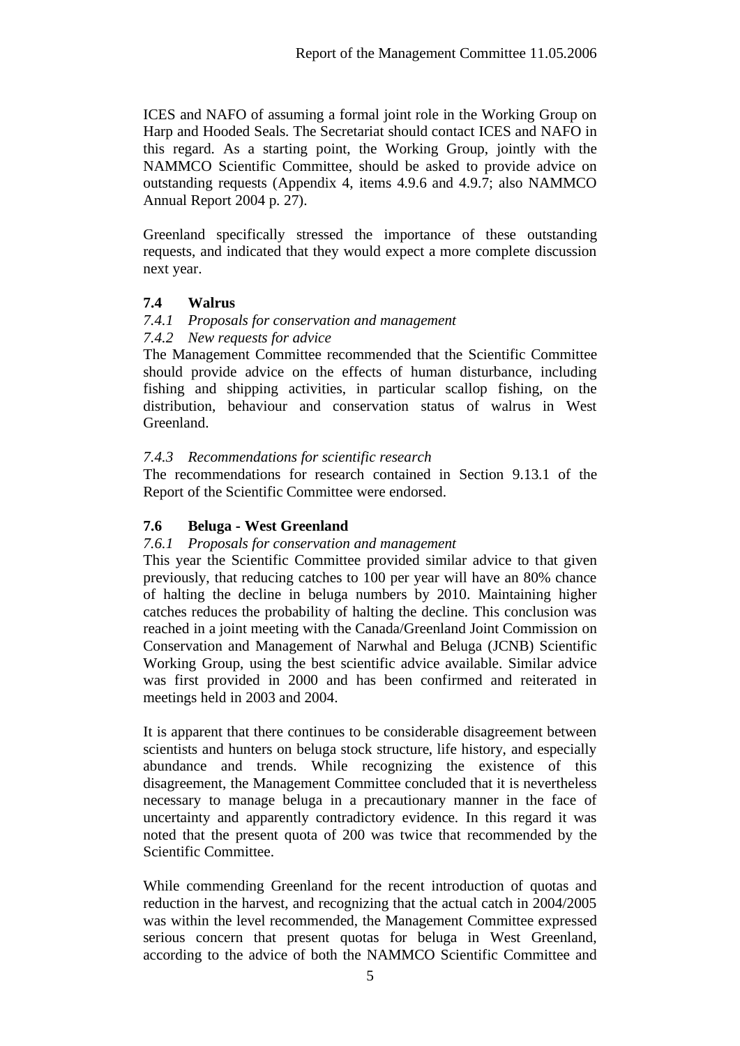ICES and NAFO of assuming a formal joint role in the Working Group on Harp and Hooded Seals. The Secretariat should contact ICES and NAFO in this regard. As a starting point, the Working Group, jointly with the NAMMCO Scientific Committee, should be asked to provide advice on outstanding requests (Appendix 4, items 4.9.6 and 4.9.7; also NAMMCO Annual Report 2004 p. 27).

Greenland specifically stressed the importance of these outstanding requests, and indicated that they would expect a more complete discussion next year.

### 7.4 Walrus

*7.4.1 Proposals for conservation and management*

*7.4.2 New requests for advice*

The Management Committee recommended that the Scientific Committee should provide advice on the effects of human disturbance, including fishing and shipping activities, in particular scallop fishing, on the distribution, behaviour and conservation status of walrus in West Greenland.

*7.4.3 Recommendations for scientific research*

The recommendations for research contained in Section 9.13.1 of the Report of the Scientific Committee were endorsed.

### 7.6 Beluga - West Greenland

*7.6.1 Proposals for conservation and management*

This year the Scientific Committee provided similar advice to that given previously, that reducing catches to 100 per year will have an 80% chance of halting the decline in beluga numbers by 2010. Maintaining higher catches reduces the probability of halting the decline. This conclusion was reached in a joint meeting with the Canada/Greenland Joint Commission on Conservation and Management of Narwhal and Beluga (JCNB) Scientific Working Group, using the best scientific advice available. Similar advice was first provided in 2000 and has been confirmed and reiterated in meetings held in 2003 and 2004.

It is apparent that there continues to be considerable disagreement between scientists and hunters on beluga stock structure, life history, and especially abundance and trends. While recognizing the existence of this disagreement, the Management Committee concluded that it is nevertheless necessary to manage beluga in a precautionary manner in the face of uncertainty and apparently contradictory evidence. In this regard it was noted that the present quota of 200 was twice that recommended by the Scientific Committee.

While commending Greenland for the recent introduction of quotas and reduction in the harvest, and recognizing that the actual catch in 2004/2005 was within the level recommended, the Management Committee expressed serious concern that present quotas for beluga in West Greenland, according to the advice of both the NAMMCO Scientific Committee and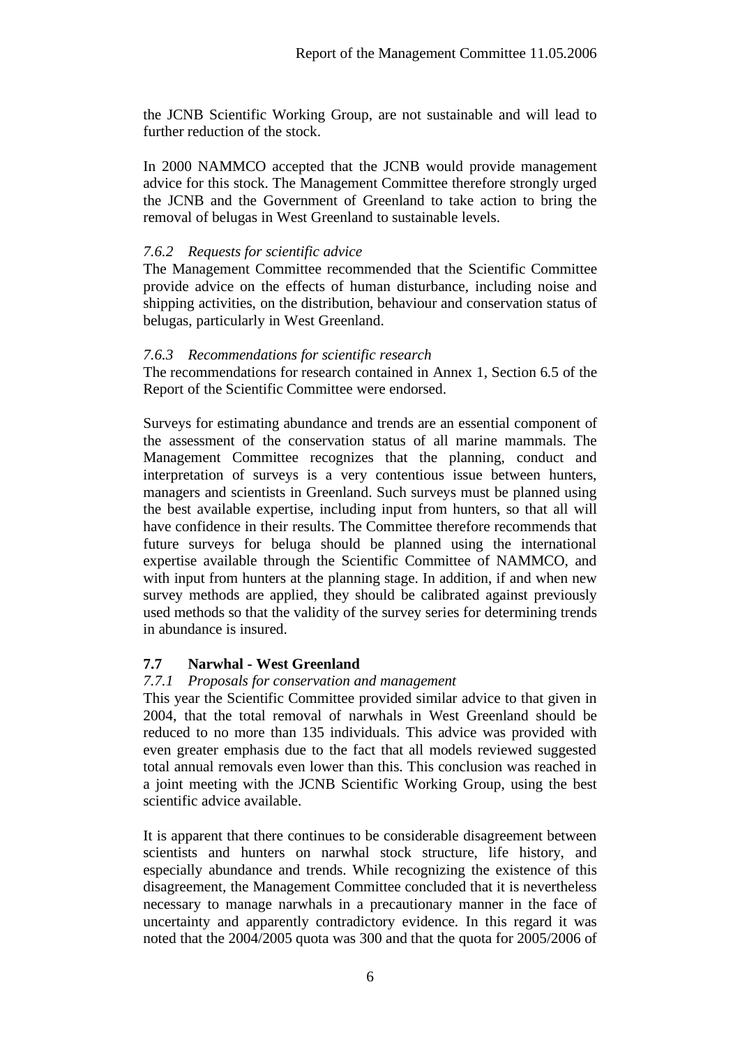the JCNB Scientific Working Group, are not sustainable and will lead to further reduction of the stock.

In 2000 NAMMCO accepted that the JCNB would provide management advice for this stock. The Management Committee therefore strongly urged the JCNB and the Government of Greenland to take action to bring the removal of belugas in West Greenland to sustainable levels.

#### *7.6.2 Requests for scientific advice*

The Management Committee recommended that the Scientific Committee provide advice on the effects of human disturbance, including noise and shipping activities, on the distribution, behaviour and conservation status of belugas, particularly in West Greenland.

#### *7.6.3 Recommendations for scientific research*

The recommendations for research contained in Annex 1, Section 6.5 of the Report of the Scientific Committee were endorsed.

Surveys for estimating abundance and trends are an essential component of the assessment of the conservation status of all marine mammals. The Management Committee recognizes that the planning, conduct and interpretation of surveys is a very contentious issue between hunters, managers and scientists in Greenland. Such surveys must be planned using the best available expertise, including input from hunters, so that all will have confidence in their results. The Committee therefore recommends that future surveys for beluga should be planned using the international expertise available through the Scientific Committee of NAMMCO, and with input from hunters at the planning stage. In addition, if and when new survey methods are applied, they should be calibrated against previously used methods so that the validity of the survey series for determining trends in abundance is insured.

### **7.7 Narwhal - West Greenland**

#### *7.7.1 Proposals for conservation and management*

This year the Scientific Committee provided similar advice to that given in 2004, that the total removal of narwhals in West Greenland should be reduced to no more than 135 individuals. This advice was provided with even greater emphasis due to the fact that all models reviewed suggested total annual removals even lower than this. This conclusion was reached in a joint meeting with the JCNB Scientific Working Group, using the best scientific advice available.

It is apparent that there continues to be considerable disagreement between scientists and hunters on narwhal stock structure, life history, and especially abundance and trends. While recognizing the existence of this disagreement, the Management Committee concluded that it is nevertheless necessary to manage narwhals in a precautionary manner in the face of uncertainty and apparently contradictory evidence. In this regard it was noted that the 2004/2005 quota was 300 and that the quota for 2005/2006 of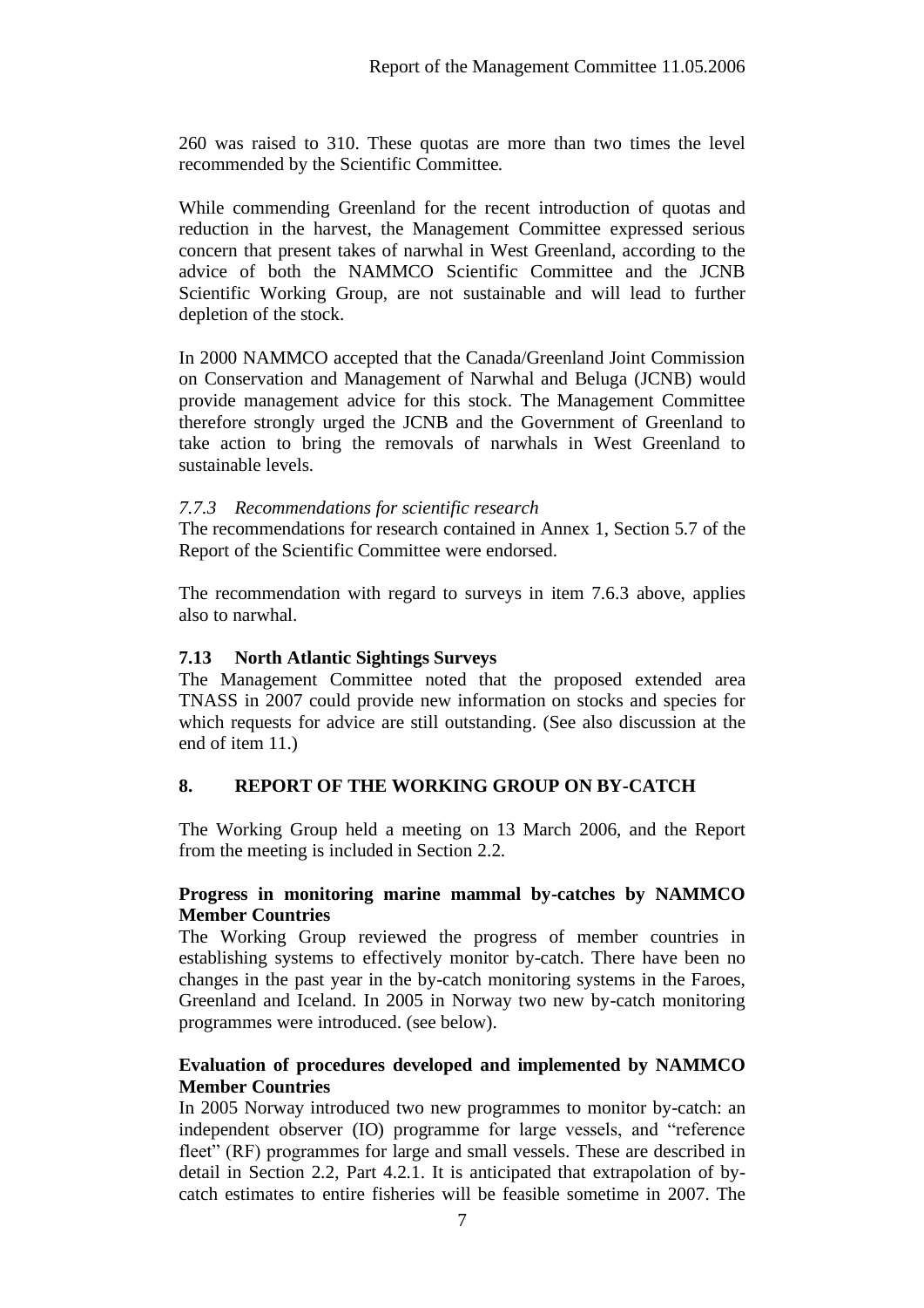260 was raised to 310. These quotas are more than two times the level recommended by the Scientific Committee.

While commending Greenland for the recent introduction of quotas and reduction in the harvest, the Management Committee expressed serious concern that present takes of narwhal in West Greenland, according to the advice of both the NAMMCO Scientific Committee and the JCNB Scientific Working Group, are not sustainable and will lead to further depletion of the stock.

In 2000 NAMMCO accepted that the Canada/Greenland Joint Commission on Conservation and Management of Narwhal and Beluga (JCNB) would provide management advice for this stock. The Management Committee therefore strongly urged the JCNB and the Government of Greenland to take action to bring the removals of narwhals in West Greenland to sustainable levels.

#### *7.7.3 Recommendations for scientific research*

The recommendations for research contained in Annex 1, Section 5.7 of the Report of the Scientific Committee were endorsed.

The recommendation with regard to surveys in item 7.6.3 above, applies also to narwhal.

### 7.13 North Atlantic Sightings Surveys

The Management Committee noted that the proposed extended area TNASS in 2007 could provide new information on stocks and species for which requests for advice are still outstanding. (See also discussion at the end of item 11.)

## 8. REPORT OF THE WORKING GROUP ON BY-CATCH

The Working Group held a meeting on 13 March 2006, and the Report from the meeting is included in Section 2.2.

**Progress in monitoring marine mammal by-catches by NAMMCO Member Countries**

The Working Group reviewed the progress of member countries in establishing systems to effectively monitor by-catch. There have been no changes in the past year in the by-catch monitoring systems in the Faroes, Greenland and Iceland. In 2005 in Norway two new by-catch monitoring programmes were introduced. (see below).

**Evaluation of procedures developed and implemented by NAMMCO Member Countries**

In 2005 Norway introduced two new programmes to monitor by-catch: an independent observer (IO) programme for large vessels, and "reference fleet" (RF) programmes for large and small vessels. These are described in detail in Section 2.2, Part 4.2.1. It is anticipated that extrapolation of by-catch estimates to entire fisheries will be feasible sometime in 2007. The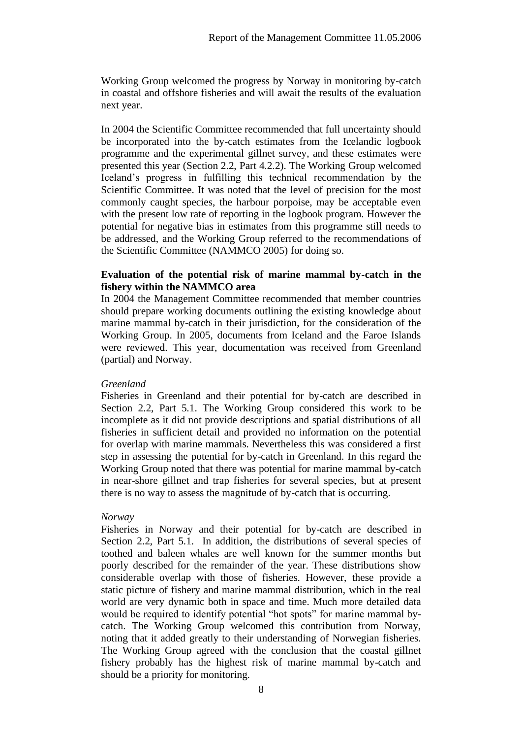Working Group welcomed the progress by Norway in monitoring by-catch in coastal and offshore fisheries and will await the results of the evaluation next year.

In 2004 the Scientific Committee recommended that full uncertainty should be incorporated into the by-catch estimates from the Icelandic logbook programme and the experimental gillnet survey, and these estimates were presented this year (Section 2.2, Part 4.2.2). The Working Group welcomed Iceland's progress in fulfilling this technical recommendation by the Scientific Committee. It was noted that the level of precision for the most commonly caught species, the harbour porpoise, may be acceptable even with the present low rate of reporting in the logbook program. However the potential for negative bias in estimates from this programme still needs to be addressed, and the Working Group referred to the recommendations of the Scientific Committee (NAMMCO 2005) for doing so.

**Evaluation of the potential risk of marine mammal by-catch in the fishery within the NAMMCO area**

In 2004 the Management Committee recommended that member countries should prepare working documents outlining the existing knowledge about marine mammal by-catch in their jurisdiction, for the consideration of the Working Group. In 2005, documents from Iceland and the Faroe Islands were reviewed. This year, documentation was received from Greenland (partial) and Norway.

*Greenland*

Fisheries in Greenland and their potential for by-catch are described in Section 2.2, Part 5.1. The Working Group considered this work to be incomplete as it did not provide descriptions and spatial distributions of all fisheries in sufficient detail and provided no information on the potential for overlap with marine mammals. Nevertheless this was considered a first step in assessing the potential for by-catch in Greenland. In this regard the Working Group noted that there was potential for marine mammal by-catch in near-shore gillnet and trap fisheries for several species, but at present there is no way to assess the magnitude of by-catch that is occurring.

*Norway*

Fisheries in Norway and their potential for by-catch are described in Section 2.2, Part 5.1. In addition, the distributions of several species of toothed and baleen whales are well known for the summer months but poorly described for the remainder of the year. These distributions show considerable overlap with those of fisheries. However, these provide a static picture of fishery and marine mammal distribution, which in the real world are very dynamic both in space and time. Much more detailed data would be required to identify potential "hot spots" for marine mammal by-catch. The Working Group welcomed this contribution from Norway, noting that it added greatly to their understanding of Norwegian fisheries. The Working Group agreed with the conclusion that the coastal gillnet fishery probably has the highest risk of marine mammal by-catch and should be a priority for monitoring.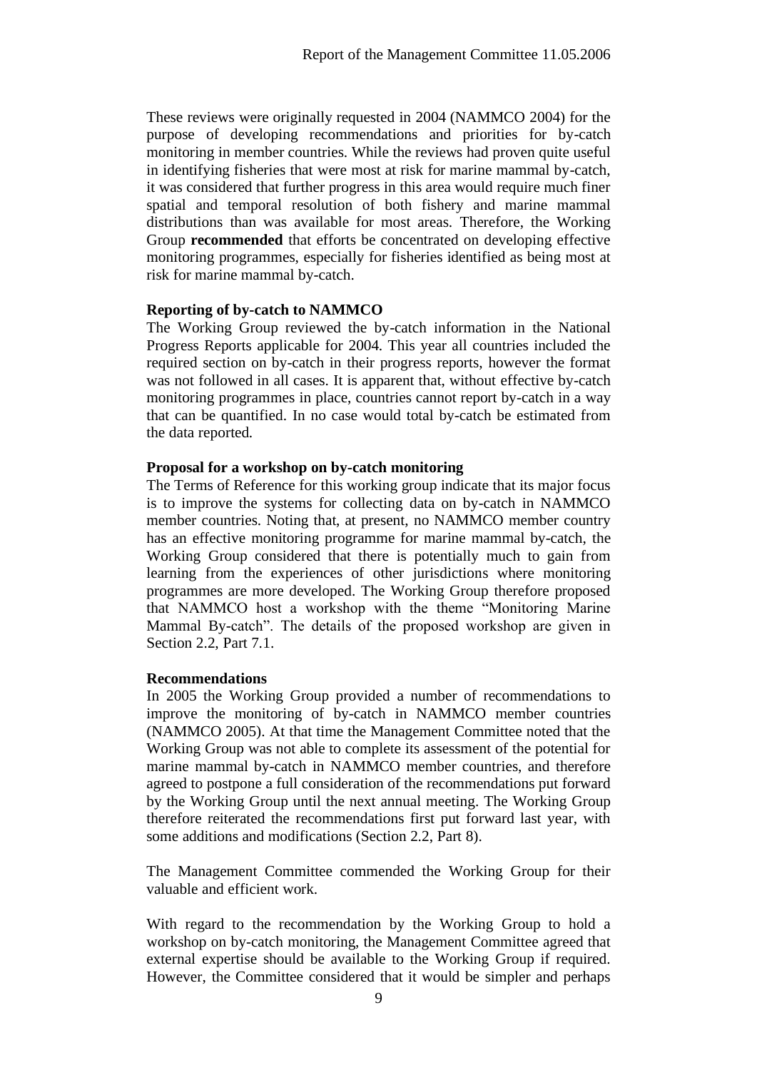These reviews were originally requested in 2004 (NAMMCO 2004) for the purpose of developing recommendations and priorities for by-catch monitoring in member countries. While the reviews had proven quite useful in identifying fisheries that were most at risk for marine mammal by-catch, it was considered that further progress in this area would require much finer spatial and temporal resolution of both fishery and marine mammal distributions than was available for most areas. Therefore, the Working Group **recommended** that efforts be concentrated on developing effective monitoring programmes, especially for fisheries identified as being most at risk for marine mammal by-catch.

**Reporting of by-catch to NAMMCO**

The Working Group reviewed the by-catch information in the National Progress Reports applicable for 2004. This year all countries included the required section on by-catch in their progress reports, however the format was not followed in all cases. It is apparent that, without effective by-catch monitoring programmes in place, countries cannot report by-catch in a way that can be quantified. In no case would total by-catch be estimated from the data reported.

**Proposal for a workshop on by-catch monitoring**

The Terms of Reference for this working group indicate that its major focus is to improve the systems for collecting data on by-catch in NAMMCO member countries. Noting that, at present, no NAMMCO member country has an effective monitoring programme for marine mammal by-catch, the Working Group considered that there is potentially much to gain from learning from the experiences of other jurisdictions where monitoring programmes are more developed. The Working Group therefore proposed that NAMMCO host a workshop with the theme "Monitoring Marine Mammal By-catch". The details of the proposed workshop are given in Section 2.2, Part 7.1.

**Recommendations**

In 2005 the Working Group provided a number of recommendations to improve the monitoring of by-catch in NAMMCO member countries (NAMMCO 2005). At that time the Management Committee noted that the Working Group was not able to complete its assessment of the potential for marine mammal by-catch in NAMMCO member countries, and therefore agreed to postpone a full consideration of the recommendations put forward by the Working Group until the next annual meeting. The Working Group therefore reiterated the recommendations first put forward last year, with some additions and modifications (Section 2.2, Part 8).

The Management Committee commended the Working Group for their valuable and efficient work.

With regard to the recommendation by the Working Group to hold a workshop on by-catch monitoring, the Management Committee agreed that external expertise should be available to the Working Group if required. However, the Committee considered that it would be simpler and perhaps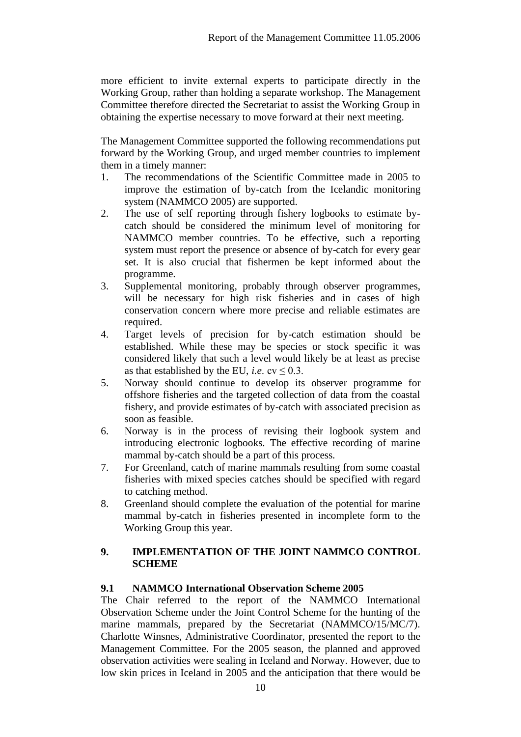more efficient to invite external experts to participate directly in the Working Group, rather than holding a separate workshop. The Management Committee therefore directed the Secretariat to assist the Working Group in obtaining the expertise necessary to move forward at their next meeting.

The Management Committee supported the following recommendations put forward by the Working Group, and urged member countries to implement them in a timely manner:

1. The recommendations of the Scientific Committee made in 2005 to improve the estimation of by-catch from the Icelandic monitoring system (NAMMCO 2005) are supported.
2. The use of self reporting through fishery logbooks to estimate by-catch should be considered the minimum level of monitoring for NAMMCO member countries. To be effective, such a reporting system must report the presence or absence of by-catch for every gear set. It is also crucial that fishermen be kept informed about the programme.
3. Supplemental monitoring, probably through observer programmes, will be necessary for high risk fisheries and in cases of high conservation concern where more precise and reliable estimates are required.
4. Target levels of precision for by-catch estimation should be established. While these may be species or stock specific it was considered likely that such a level would likely be at least as precise as that established by the EU, *i.e.* cv $\leq 0.3$.
5. Norway should continue to develop its observer programme for offshore fisheries and the targeted collection of data from the coastal fishery, and provide estimates of by-catch with associated precision as soon as feasible.
6. Norway is in the process of revising their logbook system and introducing electronic logbooks. The effective recording of marine mammal by-catch should be a part of this process.
7. For Greenland, catch of marine mammals resulting from some coastal fisheries with mixed species catches should be specified with regard to catching method.
8. Greenland should complete the evaluation of the potential for marine mammal by-catch in fisheries presented in incomplete form to the Working Group this year.

## 9. IMPLEMENTATION OF THE JOINT NAMMCO CONTROL SCHEME

### 9.1 NAMMCO International Observation Scheme 2005

The Chair referred to the report of the NAMMCO International Observation Scheme under the Joint Control Scheme for the hunting of the marine mammals, prepared by the Secretariat (NAMMCO/15/MC/7). Charlotte Winsnes, Administrative Coordinator, presented the report to the Management Committee. For the 2005 season, the planned and approved observation activities were sealing in Iceland and Norway. However, due to low skin prices in Iceland in 2005 and the anticipation that there would be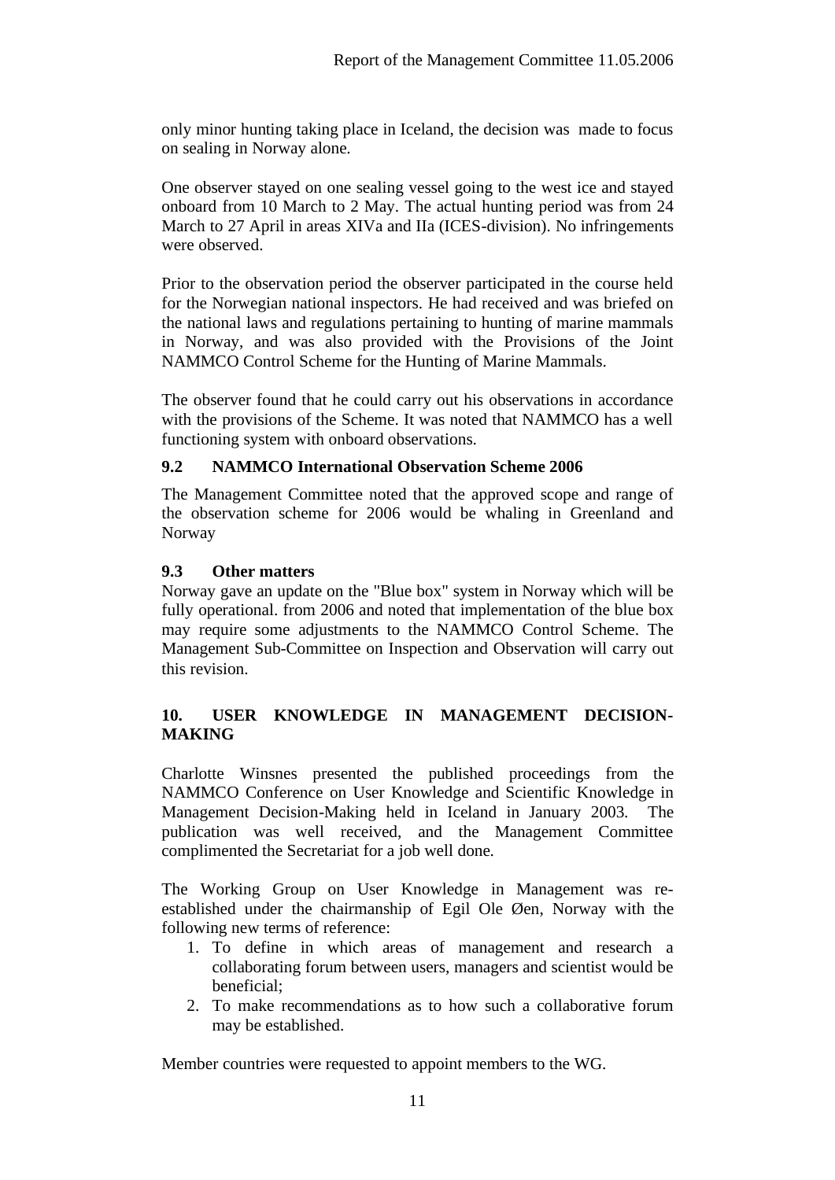only minor hunting taking place in Iceland, the decision was made to focus on sealing in Norway alone.

One observer stayed on one sealing vessel going to the west ice and stayed onboard from 10 March to 2 May. The actual hunting period was from 24 March to 27 April in areas XIVa and IIa (ICES-division). No infringements were observed.

Prior to the observation period the observer participated in the course held for the Norwegian national inspectors. He had received and was briefed on the national laws and regulations pertaining to hunting of marine mammals in Norway, and was also provided with the Provisions of the Joint NAMMCO Control Scheme for the Hunting of Marine Mammals.

The observer found that he could carry out his observations in accordance with the provisions of the Scheme. It was noted that NAMMCO has a well functioning system with onboard observations.

### 9.2 NAMMCO International Observation Scheme 2006

The Management Committee noted that the approved scope and range of the observation scheme for 2006 would be whaling in Greenland and Norway

### 9.3 Other matters

Norway gave an update on the "Blue box" system in Norway which will be fully operational. from 2006 and noted that implementation of the blue box may require some adjustments to the NAMMCO Control Scheme. The Management Sub-Committee on Inspection and Observation will carry out this revision.

## 10. USER KNOWLEDGE IN MANAGEMENT DECISION-MAKING

Charlotte Winsnes presented the published proceedings from the NAMMCO Conference on User Knowledge and Scientific Knowledge in Management Decision-Making held in Iceland in January 2003. The publication was well received, and the Management Committee complimented the Secretariat for a job well done.

The Working Group on User Knowledge in Management was re-established under the chairmanship of Egil Ole Øen, Norway with the following new terms of reference:

1. To define in which areas of management and research a collaborating forum between users, managers and scientist would be beneficial;
2. To make recommendations as to how such a collaborative forum may be established.

Member countries were requested to appoint members to the WG.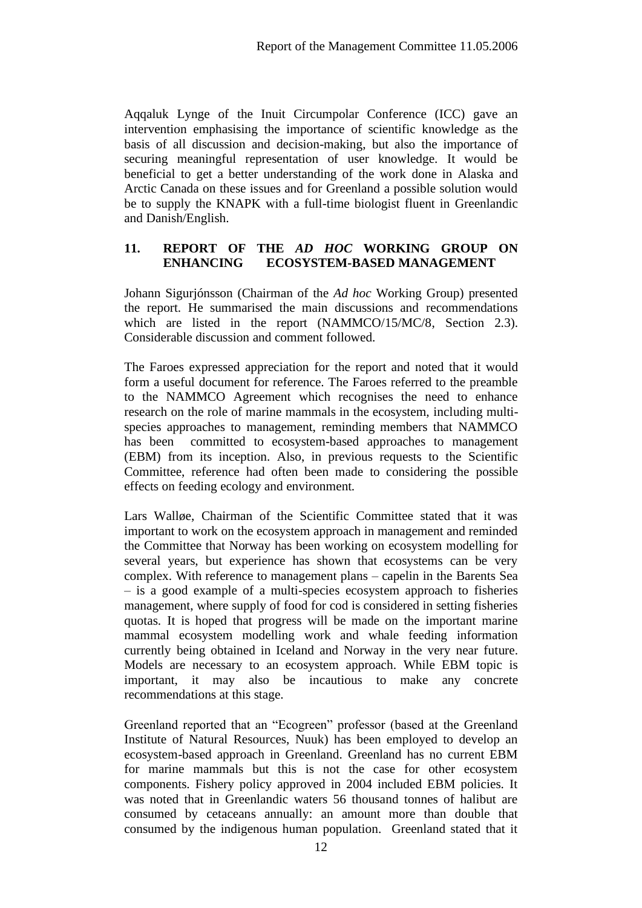Aqqaluk Lynge of the Inuit Circumpolar Conference (ICC) gave an intervention emphasising the importance of scientific knowledge as the basis of all discussion and decision-making, but also the importance of securing meaningful representation of user knowledge. It would be beneficial to get a better understanding of the work done in Alaska and Arctic Canada on these issues and for Greenland a possible solution would be to supply the KNAPK with a full-time biologist fluent in Greenlandic and Danish/English.

## 11. REPORT OF THE *AD HOC* WORKING GROUP ON ENHANCING ECOSYSTEM-BASED MANAGEMENT

Johann Sigurjónsson (Chairman of the *Ad hoc* Working Group) presented the report. He summarised the main discussions and recommendations which are listed in the report (NAMMCO/15/MC/8, Section 2.3). Considerable discussion and comment followed.

The Faroes expressed appreciation for the report and noted that it would form a useful document for reference. The Faroes referred to the preamble to the NAMMCO Agreement which recognises the need to enhance research on the role of marine mammals in the ecosystem, including multi-species approaches to management, reminding members that NAMMCO has been committed to ecosystem-based approaches to management (EBM) from its inception. Also, in previous requests to the Scientific Committee, reference had often been made to considering the possible effects on feeding ecology and environment.

Lars Walløe, Chairman of the Scientific Committee stated that it was important to work on the ecosystem approach in management and reminded the Committee that Norway has been working on ecosystem modelling for several years, but experience has shown that ecosystems can be very complex. With reference to management plans – capelin in the Barents Sea – is a good example of a multi-species ecosystem approach to fisheries management, where supply of food for cod is considered in setting fisheries quotas. It is hoped that progress will be made on the important marine mammal ecosystem modelling work and whale feeding information currently being obtained in Iceland and Norway in the very near future. Models are necessary to an ecosystem approach. While EBM topic is important, it may also be incautious to make any concrete recommendations at this stage.

Greenland reported that an "Ecogreen" professor (based at the Greenland Institute of Natural Resources, Nuuk) has been employed to develop an ecosystem-based approach in Greenland. Greenland has no current EBM for marine mammals but this is not the case for other ecosystem components. Fishery policy approved in 2004 included EBM policies. It was noted that in Greenlandic waters 56 thousand tonnes of halibut are consumed by cetaceans annually: an amount more than double that consumed by the indigenous human population. Greenland stated that it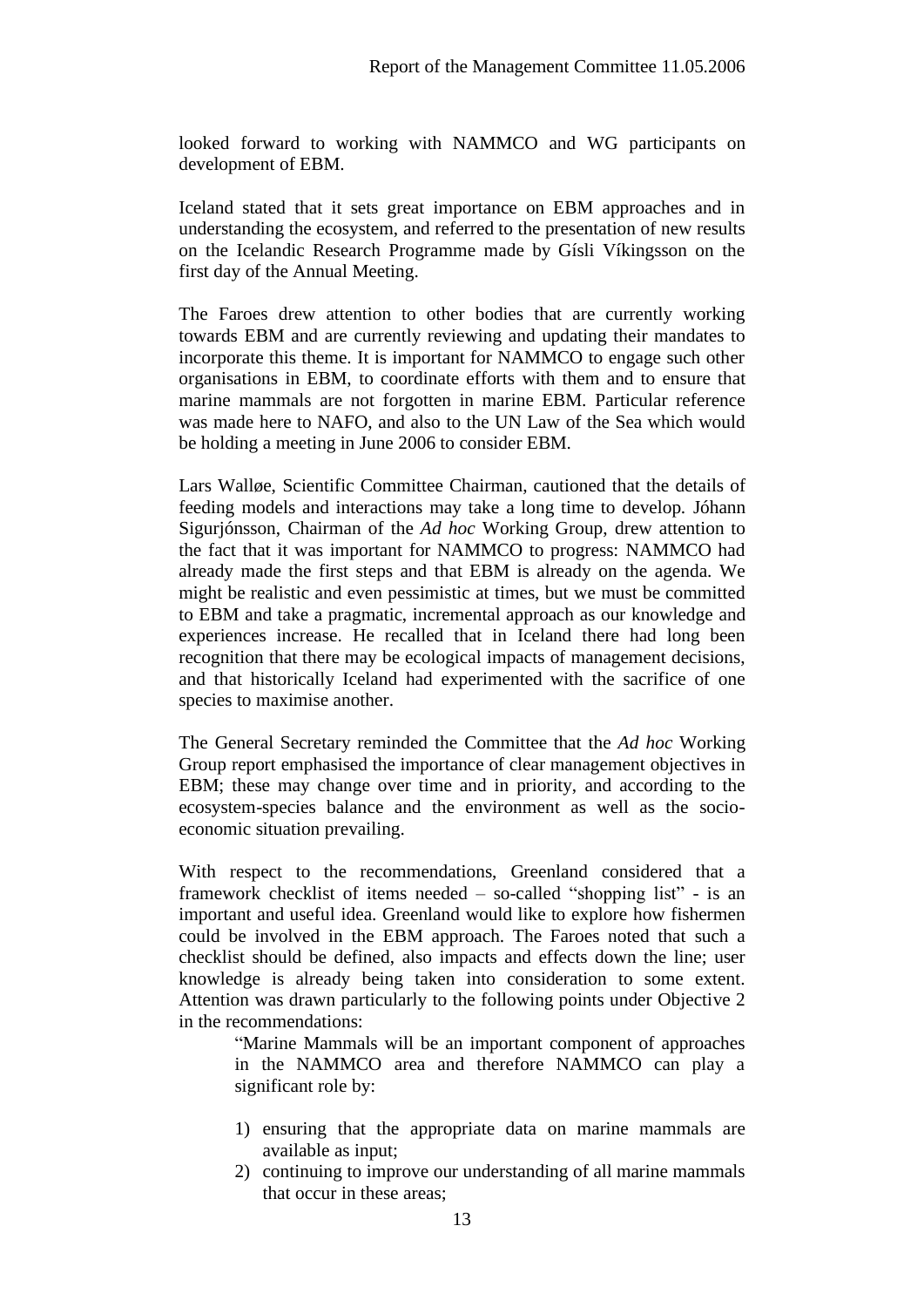looked forward to working with NAMMCO and WG participants on development of EBM.

Iceland stated that it sets great importance on EBM approaches and in understanding the ecosystem, and referred to the presentation of new results on the Icelandic Research Programme made by Gísli Víkingsson on the first day of the Annual Meeting.

The Faroes drew attention to other bodies that are currently working towards EBM and are currently reviewing and updating their mandates to incorporate this theme. It is important for NAMMCO to engage such other organisations in EBM, to coordinate efforts with them and to ensure that marine mammals are not forgotten in marine EBM. Particular reference was made here to NAFO, and also to the UN Law of the Sea which would be holding a meeting in June 2006 to consider EBM.

Lars Walløe, Scientific Committee Chairman, cautioned that the details of feeding models and interactions may take a long time to develop. Jóhann Sigurjónsson, Chairman of the *Ad hoc* Working Group, drew attention to the fact that it was important for NAMMCO to progress: NAMMCO had already made the first steps and that EBM is already on the agenda. We might be realistic and even pessimistic at times, but we must be committed to EBM and take a pragmatic, incremental approach as our knowledge and experiences increase. He recalled that in Iceland there had long been recognition that there may be ecological impacts of management decisions, and that historically Iceland had experimented with the sacrifice of one species to maximise another.

The General Secretary reminded the Committee that the *Ad hoc* Working Group report emphasised the importance of clear management objectives in EBM; these may change over time and in priority, and according to the ecosystem-species balance and the environment as well as the socio-economic situation prevailing.

With respect to the recommendations, Greenland considered that a framework checklist of items needed – so-called "shopping list" - is an important and useful idea. Greenland would like to explore how fishermen could be involved in the EBM approach. The Faroes noted that such a checklist should be defined, also impacts and effects down the line; user knowledge is already being taken into consideration to some extent. Attention was drawn particularly to the following points under Objective 2 in the recommendations:

> "Marine Mammals will be an important component of approaches in the NAMMCO area and therefore NAMMCO can play a significant role by:
>
> 1) ensuring that the appropriate data on marine mammals are available as input;
> 2) continuing to improve our understanding of all marine mammals that occur in these areas;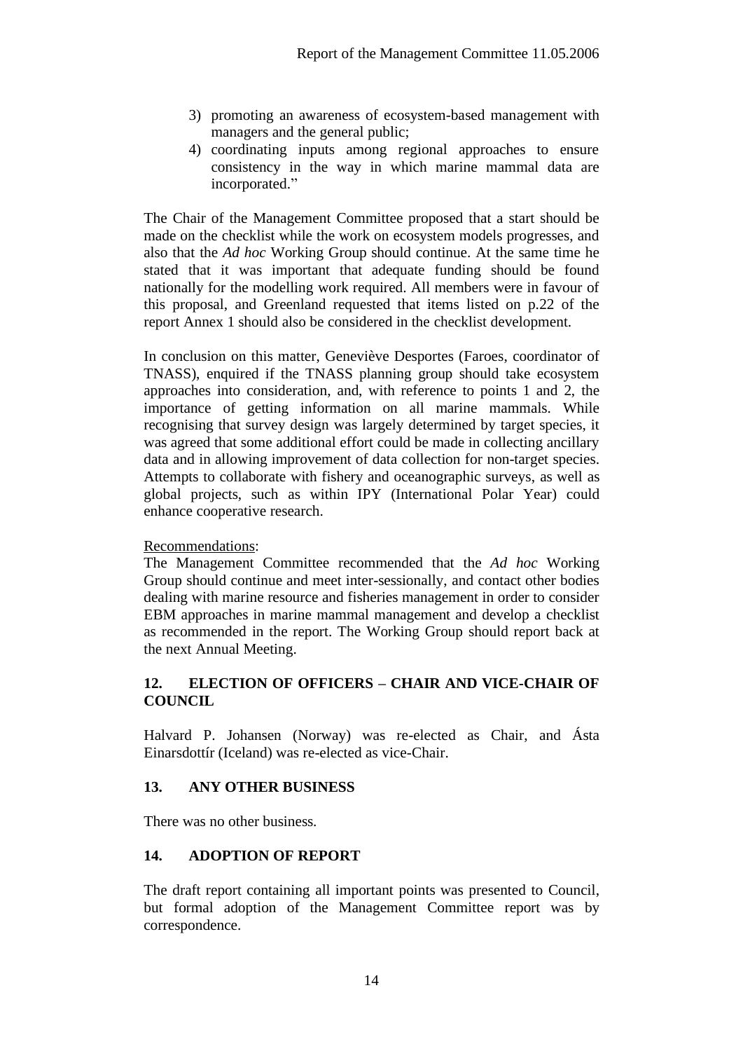3) promoting an awareness of ecosystem-based management with managers and the general public;
4) coordinating inputs among regional approaches to ensure consistency in the way in which marine mammal data are incorporated."

The Chair of the Management Committee proposed that a start should be made on the checklist while the work on ecosystem models progresses, and also that the *Ad hoc* Working Group should continue. At the same time he stated that it was important that adequate funding should be found nationally for the modelling work required. All members were in favour of this proposal, and Greenland requested that items listed on p.22 of the report Annex 1 should also be considered in the checklist development.

In conclusion on this matter, Geneviève Desportes (Faroes, coordinator of TNASS), enquired if the TNASS planning group should take ecosystem approaches into consideration, and, with reference to points 1 and 2, the importance of getting information on all marine mammals. While recognising that survey design was largely determined by target species, it was agreed that some additional effort could be made in collecting ancillary data and in allowing improvement of data collection for non-target species. Attempts to collaborate with fishery and oceanographic surveys, as well as global projects, such as within IPY (International Polar Year) could enhance cooperative research.

Recommendations:
The Management Committee recommended that the *Ad hoc* Working Group should continue and meet inter-sessionally, and contact other bodies dealing with marine resource and fisheries management in order to consider EBM approaches in marine mammal management and develop a checklist as recommended in the report. The Working Group should report back at the next Annual Meeting.

## 12. ELECTION OF OFFICERS – CHAIR AND VICE-CHAIR OF COUNCIL

Halvard P. Johansen (Norway) was re-elected as Chair, and Ásta Einarsdottír (Iceland) was re-elected as vice-Chair.

## 13. ANY OTHER BUSINESS

There was no other business.

## 14. ADOPTION OF REPORT

The draft report containing all important points was presented to Council, but formal adoption of the Management Committee report was by correspondence.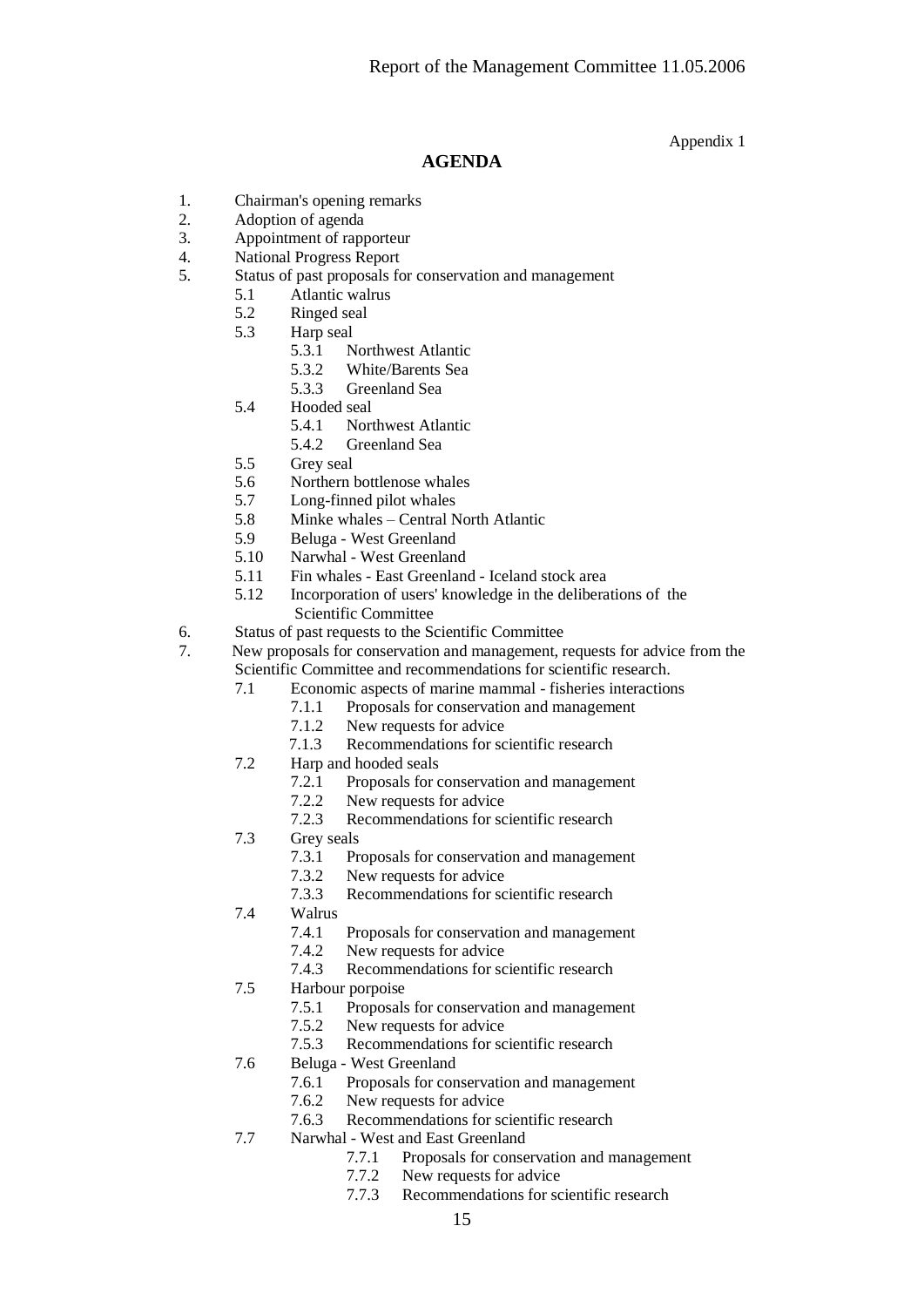Appendix 1

## AGENDA

1. Chairman's opening remarks
2. Adoption of agenda
3. Appointment of rapporteur
4. National Progress Report
5. Status of past proposals for conservation and management
    - 5.1 Atlantic walrus
    - 5.2 Ringed seal
    - 5.3 Harp seal
        - 5.3.1 Northwest Atlantic
        - 5.3.2 White/Barents Sea
        - 5.3.3 Greenland Sea
    - 5.4 Hooded seal
        - 5.4.1 Northwest Atlantic
        - 5.4.2 Greenland Sea
    - 5.5 Grey seal
    - 5.6 Northern bottlenose whales
    - 5.7 Long-finned pilot whales
    - 5.8 Minke whales – Central North Atlantic
    - 5.9 Beluga - West Greenland
    - 5.10 Narwhal - West Greenland
    - 5.11 Fin whales - East Greenland - Iceland stock area
    - 5.12 Incorporation of users' knowledge in the deliberations of the Scientific Committee
6. Status of past requests to the Scientific Committee
7. New proposals for conservation and management, requests for advice from the Scientific Committee and recommendations for scientific research.
    - 7.1 Economic aspects of marine mammal - fisheries interactions
        - 7.1.1 Proposals for conservation and management
        - 7.1.2 New requests for advice
        - 7.1.3 Recommendations for scientific research
    - 7.2 Harp and hooded seals
        - 7.2.1 Proposals for conservation and management
        - 7.2.2 New requests for advice
        - 7.2.3 Recommendations for scientific research
    - 7.3 Grey seals
        - 7.3.1 Proposals for conservation and management
        - 7.3.2 New requests for advice
        - 7.3.3 Recommendations for scientific research
    - 7.4 Walrus
        - 7.4.1 Proposals for conservation and management
        - 7.4.2 New requests for advice
        - 7.4.3 Recommendations for scientific research
    - 7.5 Harbour porpoise
        - 7.5.1 Proposals for conservation and management
        - 7.5.2 New requests for advice
        - 7.5.3 Recommendations for scientific research
    - 7.6 Beluga - West Greenland
        - 7.6.1 Proposals for conservation and management
        - 7.6.2 New requests for advice
        - 7.6.3 Recommendations for scientific research
    - 7.7 Narwhal - West and East Greenland
        - 7.7.1 Proposals for conservation and management
        - 7.7.2 New requests for advice
        - 7.7.3 Recommendations for scientific research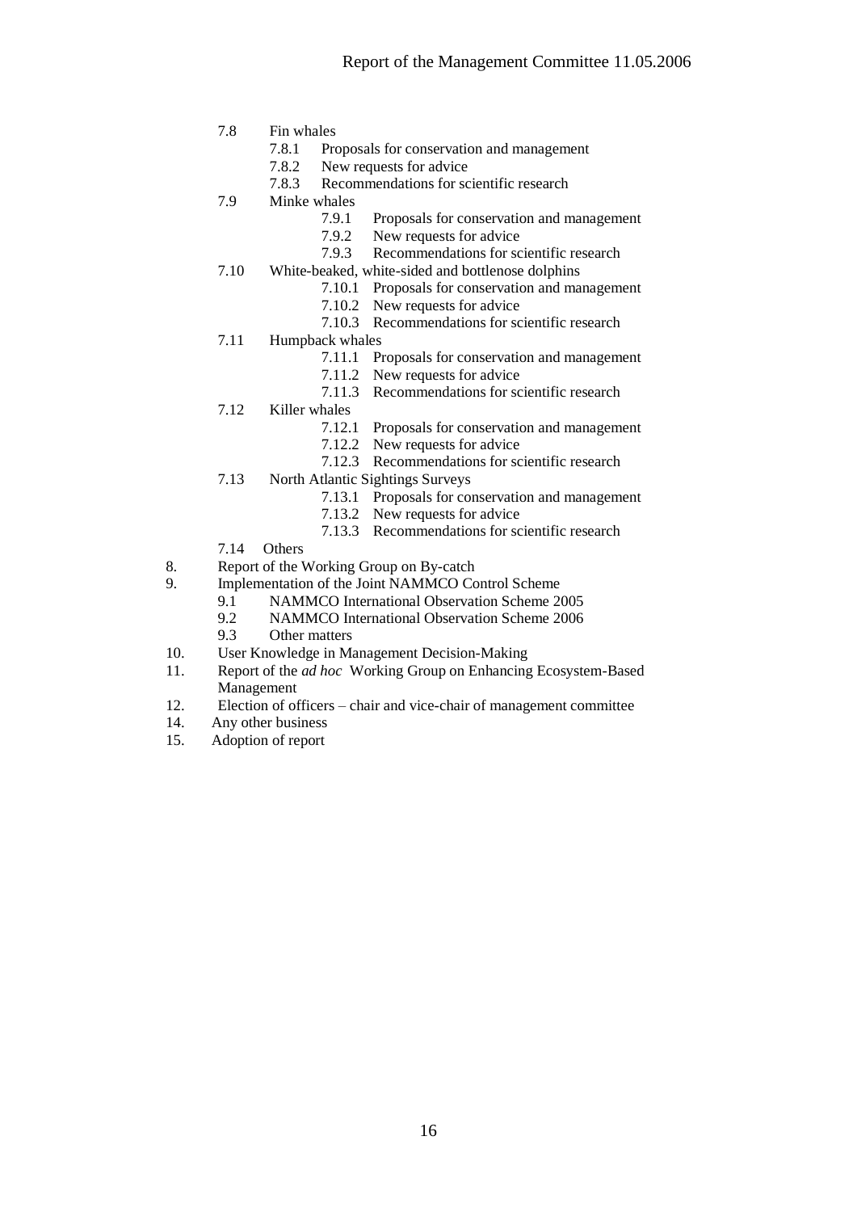- 7.8 Fin whales
  - 7.8.1 Proposals for conservation and management
  - 7.8.2 New requests for advice
  - 7.8.3 Recommendations for scientific research
- 7.9 Minke whales
  - 7.9.1 Proposals for conservation and management
  - 7.9.2 New requests for advice
  - 7.9.3 Recommendations for scientific research
- 7.10 White-beaked, white-sided and bottlenose dolphins
  - 7.10.1 Proposals for conservation and management
  - 7.10.2 New requests for advice
  - 7.10.3 Recommendations for scientific research
- 7.11 Humpback whales
  - 7.11.1 Proposals for conservation and management
  - 7.11.2 New requests for advice
  - 7.11.3 Recommendations for scientific research
- 7.12 Killer whales
  - 7.12.1 Proposals for conservation and management
  - 7.12.2 New requests for advice
  - 7.12.3 Recommendations for scientific research
- 7.13 North Atlantic Sightings Surveys
  - 7.13.1 Proposals for conservation and management
  - 7.13.2 New requests for advice
  - 7.13.3 Recommendations for scientific research
- 7.14 Others

8. Report of the Working Group on By-catch
9. Implementation of the Joint NAMMCO Control Scheme
   - 9.1 NAMMCO International Observation Scheme 2005
   - 9.2 NAMMCO International Observation Scheme 2006
   - 9.3 Other matters
10. User Knowledge in Management Decision-Making
11. Report of the *ad hoc* Working Group on Enhancing Ecosystem-Based Management
12. Election of officers – chair and vice-chair of management committee
14. Any other business
15. Adoption of report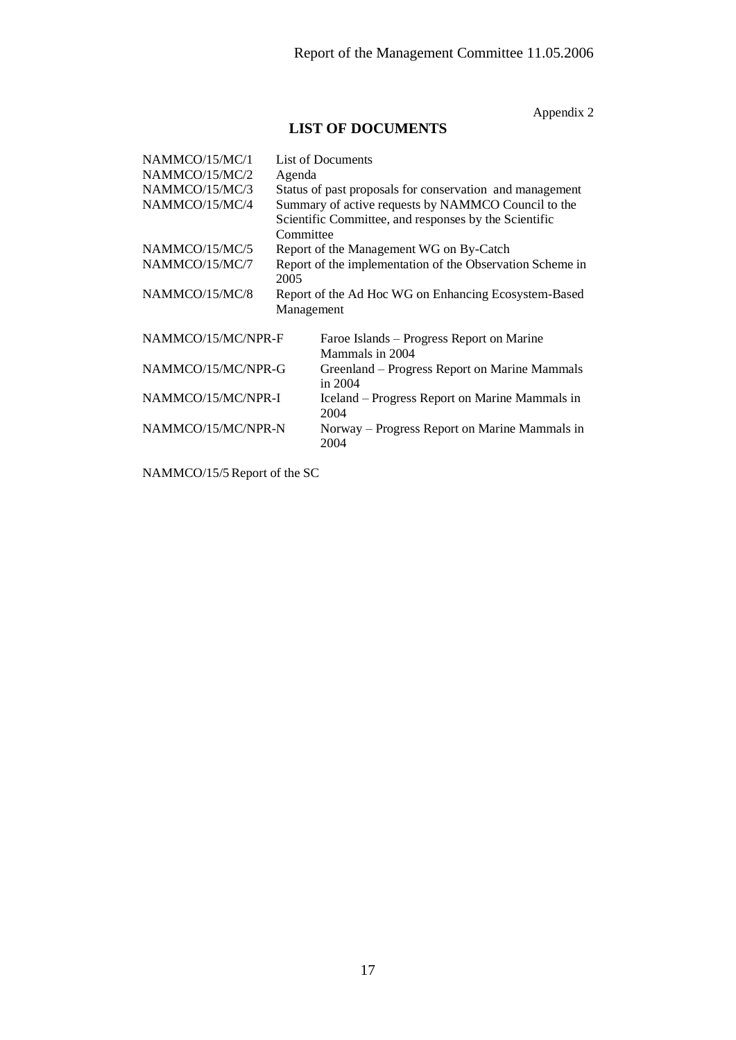Appendix 2

## LIST OF DOCUMENTS

| | |
|---|---|
| NAMMCO/15/MC/1 | List of Documents |
| NAMMCO/15/MC/2 | Agenda |
| NAMMCO/15/MC/3 | Status of past proposals for conservation and management |
| NAMMCO/15/MC/4 | Summary of active requests by NAMMCO Council to the Scientific Committee, and responses by the Scientific Committee |
| NAMMCO/15/MC/5 | Report of the Management WG on By-Catch |
| NAMMCO/15/MC/7 | Report of the implementation of the Observation Scheme in 2005 |
| NAMMCO/15/MC/8 | Report of the Ad Hoc WG on Enhancing Ecosystem-Based Management |
| NAMMCO/15/MC/NPR-F | Faroe Islands – Progress Report on Marine Mammals in 2004 |
| NAMMCO/15/MC/NPR-G | Greenland – Progress Report on Marine Mammals in 2004 |
| NAMMCO/15/MC/NPR-I | Iceland – Progress Report on Marine Mammals in 2004 |
| NAMMCO/15/MC/NPR-N | Norway – Progress Report on Marine Mammals in 2004 |

NAMMCO/15/5 Report of the SC